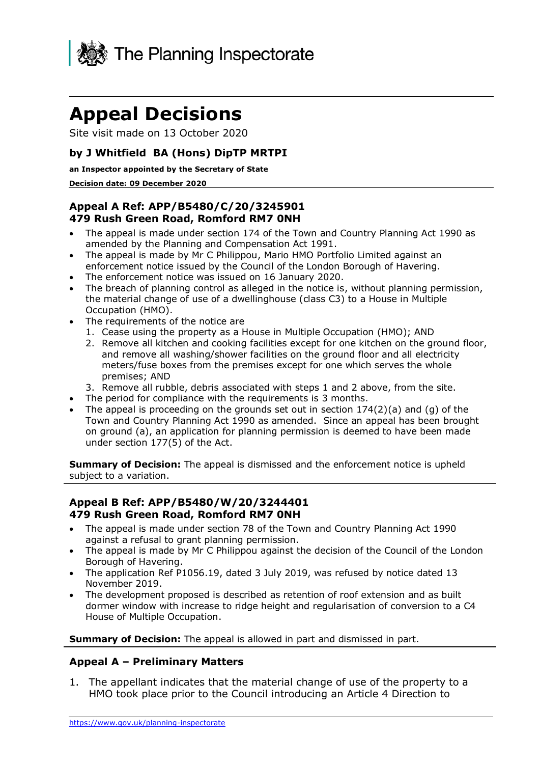The Planning Inspectorate

# Appeal Decisions

Site visit made on 13 October 2020

### by J Whitfield BA (Hons) DipTP MRTPI

**an Inspector appointed by the Secretary of State**

**Decision date: 09 December 2020**

### Appeal A Ref: APP/B5480/C/20/3245901
### 479 Rush Green Road, Romford RM7 0NH

- The appeal is made under section 174 of the Town and Country Planning Act 1990 as amended by the Planning and Compensation Act 1991.
- The appeal is made by Mr C Philippou, Mario HMO Portfolio Limited against an enforcement notice issued by the Council of the London Borough of Havering.
- The enforcement notice was issued on 16 January 2020.
- The breach of planning control as alleged in the notice is, without planning permission, the material change of use of a dwellinghouse (class C3) to a House in Multiple Occupation (HMO).
- The requirements of the notice are
  1. Cease using the property as a House in Multiple Occupation (HMO); AND
  2. Remove all kitchen and cooking facilities except for one kitchen on the ground floor, and remove all washing/shower facilities on the ground floor and all electricity meters/fuse boxes from the premises except for one which serves the whole premises; AND
  3. Remove all rubble, debris associated with steps 1 and 2 above, from the site.
- The period for compliance with the requirements is 3 months.
- The appeal is proceeding on the grounds set out in section 174(2)(a) and (g) of the Town and Country Planning Act 1990 as amended. Since an appeal has been brought on ground (a), an application for planning permission is deemed to have been made under section 177(5) of the Act.

**Summary of Decision:** The appeal is dismissed and the enforcement notice is upheld subject to a variation.

### Appeal B Ref: APP/B5480/W/20/3244401
### 479 Rush Green Road, Romford RM7 0NH

- The appeal is made under section 78 of the Town and Country Planning Act 1990 against a refusal to grant planning permission.
- The appeal is made by Mr C Philippou against the decision of the Council of the London Borough of Havering.
- The application Ref P1056.19, dated 3 July 2019, was refused by notice dated 13 November 2019.
- The development proposed is described as retention of roof extension and as built dormer window with increase to ridge height and regularisation of conversion to a C4 House of Multiple Occupation.

**Summary of Decision:** The appeal is allowed in part and dismissed in part.

### Appeal A – Preliminary Matters

1. The appellant indicates that the material change of use of the property to a HMO took place prior to the Council introducing an Article 4 Direction to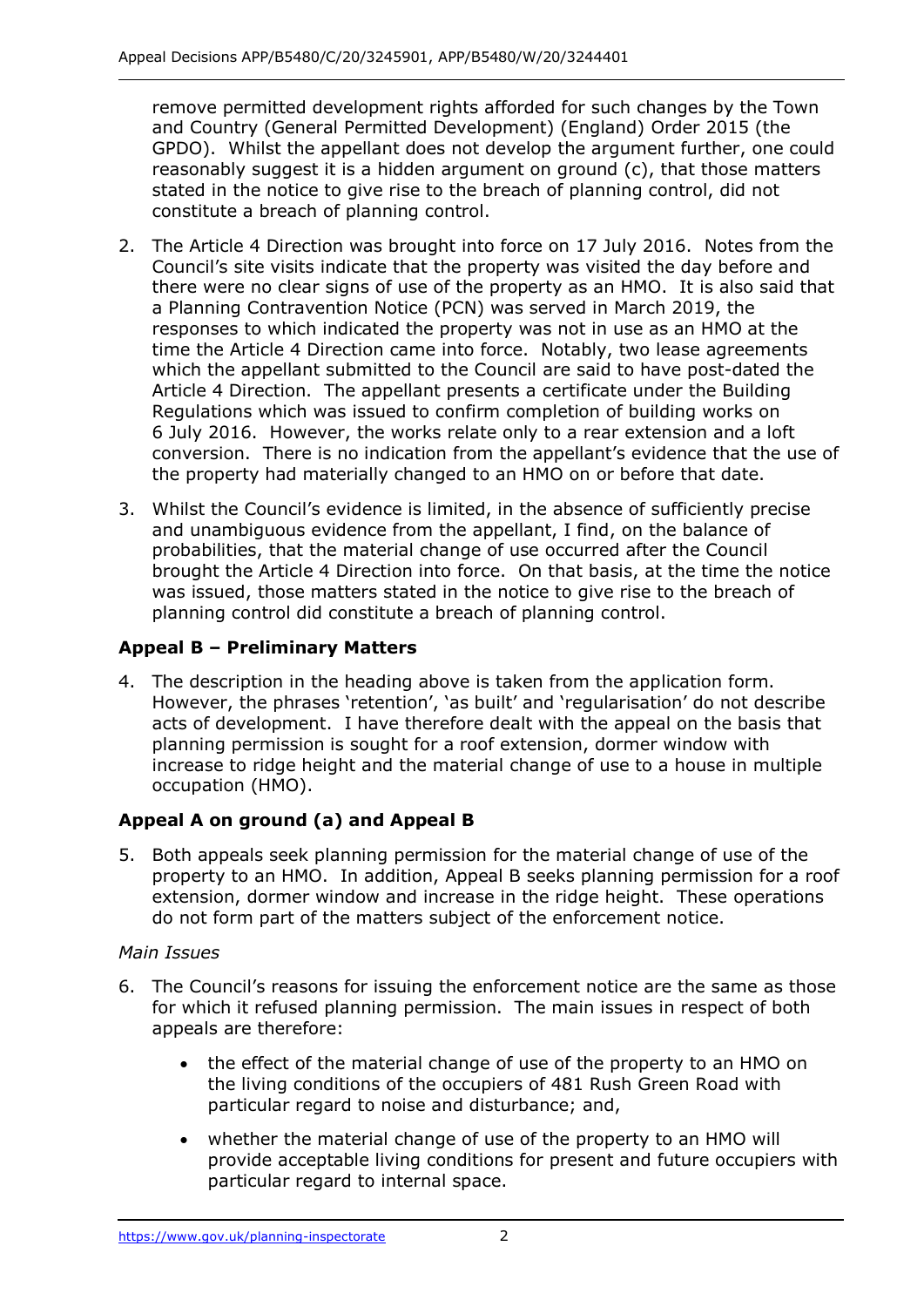remove permitted development rights afforded for such changes by the Town and Country (General Permitted Development) (England) Order 2015 (the GPDO). Whilst the appellant does not develop the argument further, one could reasonably suggest it is a hidden argument on ground (c), that those matters stated in the notice to give rise to the breach of planning control, did not constitute a breach of planning control.

2. The Article 4 Direction was brought into force on 17 July 2016. Notes from the Council's site visits indicate that the property was visited the day before and there were no clear signs of use of the property as an HMO. It is also said that a Planning Contravention Notice (PCN) was served in March 2019, the responses to which indicated the property was not in use as an HMO at the time the Article 4 Direction came into force. Notably, two lease agreements which the appellant submitted to the Council are said to have post-dated the Article 4 Direction. The appellant presents a certificate under the Building Regulations which was issued to confirm completion of building works on 6 July 2016. However, the works relate only to a rear extension and a loft conversion. There is no indication from the appellant's evidence that the use of the property had materially changed to an HMO on or before that date.

3. Whilst the Council's evidence is limited, in the absence of sufficiently precise and unambiguous evidence from the appellant, I find, on the balance of probabilities, that the material change of use occurred after the Council brought the Article 4 Direction into force. On that basis, at the time the notice was issued, those matters stated in the notice to give rise to the breach of planning control did constitute a breach of planning control.

## Appeal B – Preliminary Matters

4. The description in the heading above is taken from the application form. However, the phrases 'retention', 'as built' and 'regularisation' do not describe acts of development. I have therefore dealt with the appeal on the basis that planning permission is sought for a roof extension, dormer window with increase to ridge height and the material change of use to a house in multiple occupation (HMO).

## Appeal A on ground (a) and Appeal B

5. Both appeals seek planning permission for the material change of use of the property to an HMO. In addition, Appeal B seeks planning permission for a roof extension, dormer window and increase in the ridge height. These operations do not form part of the matters subject of the enforcement notice.

*Main Issues*

6. The Council's reasons for issuing the enforcement notice are the same as those for which it refused planning permission. The main issues in respect of both appeals are therefore:

   - the effect of the material change of use of the property to an HMO on the living conditions of the occupiers of 481 Rush Green Road with particular regard to noise and disturbance; and,
   - whether the material change of use of the property to an HMO will provide acceptable living conditions for present and future occupiers with particular regard to internal space.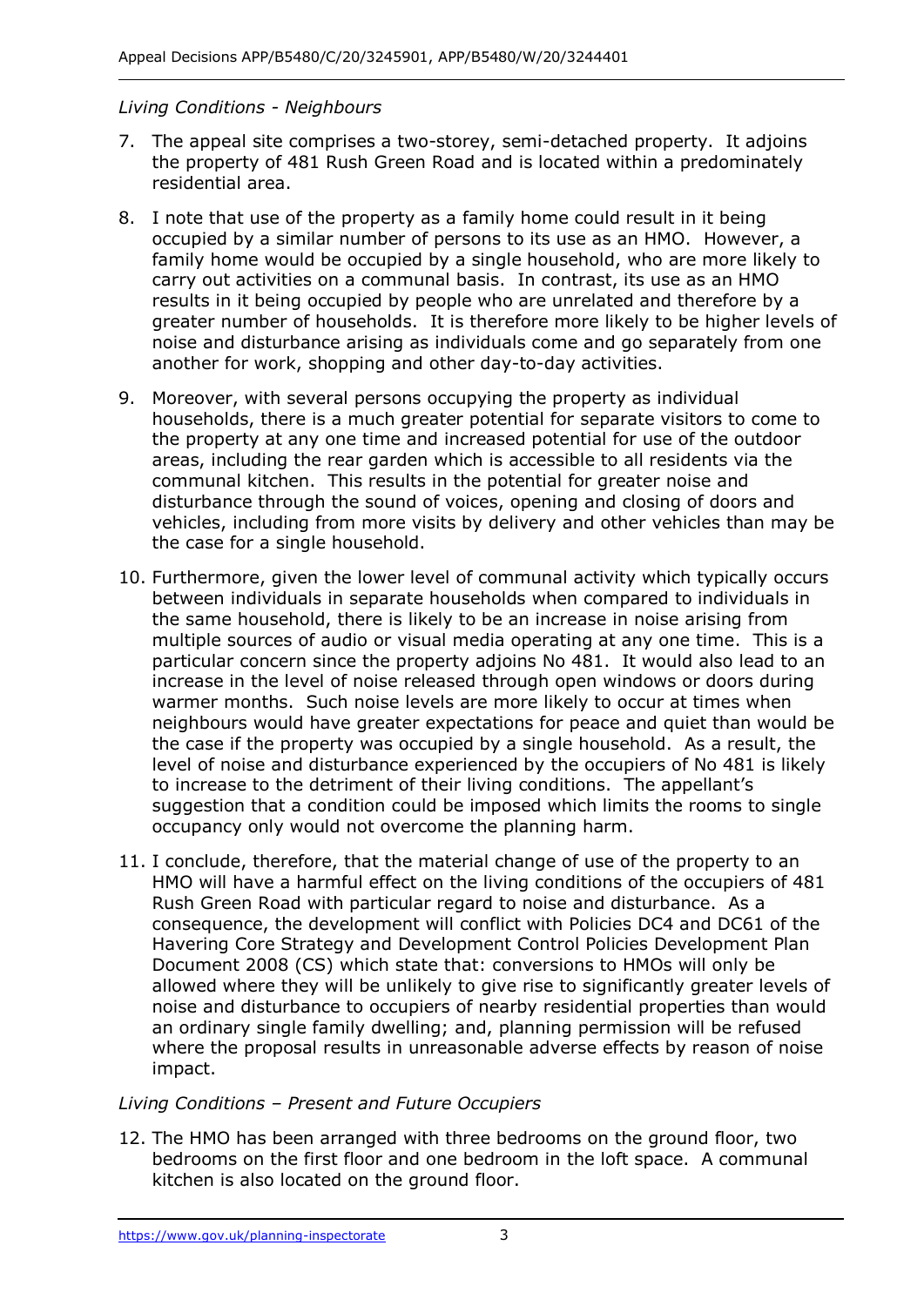*Living Conditions - Neighbours*

7. The appeal site comprises a two-storey, semi-detached property. It adjoins the property of 481 Rush Green Road and is located within a predominately residential area.

8. I note that use of the property as a family home could result in it being occupied by a similar number of persons to its use as an HMO. However, a family home would be occupied by a single household, who are more likely to carry out activities on a communal basis. In contrast, its use as an HMO results in it being occupied by people who are unrelated and therefore by a greater number of households. It is therefore more likely to be higher levels of noise and disturbance arising as individuals come and go separately from one another for work, shopping and other day-to-day activities.

9. Moreover, with several persons occupying the property as individual households, there is a much greater potential for separate visitors to come to the property at any one time and increased potential for use of the outdoor areas, including the rear garden which is accessible to all residents via the communal kitchen. This results in the potential for greater noise and disturbance through the sound of voices, opening and closing of doors and vehicles, including from more visits by delivery and other vehicles than may be the case for a single household.

10. Furthermore, given the lower level of communal activity which typically occurs between individuals in separate households when compared to individuals in the same household, there is likely to be an increase in noise arising from multiple sources of audio or visual media operating at any one time. This is a particular concern since the property adjoins No 481. It would also lead to an increase in the level of noise released through open windows or doors during warmer months. Such noise levels are more likely to occur at times when neighbours would have greater expectations for peace and quiet than would be the case if the property was occupied by a single household. As a result, the level of noise and disturbance experienced by the occupiers of No 481 is likely to increase to the detriment of their living conditions. The appellant's suggestion that a condition could be imposed which limits the rooms to single occupancy only would not overcome the planning harm.

11. I conclude, therefore, that the material change of use of the property to an HMO will have a harmful effect on the living conditions of the occupiers of 481 Rush Green Road with particular regard to noise and disturbance. As a consequence, the development will conflict with Policies DC4 and DC61 of the Havering Core Strategy and Development Control Policies Development Plan Document 2008 (CS) which state that: conversions to HMOs will only be allowed where they will be unlikely to give rise to significantly greater levels of noise and disturbance to occupiers of nearby residential properties than would an ordinary single family dwelling; and, planning permission will be refused where the proposal results in unreasonable adverse effects by reason of noise impact.

*Living Conditions – Present and Future Occupiers*

12. The HMO has been arranged with three bedrooms on the ground floor, two bedrooms on the first floor and one bedroom in the loft space. A communal kitchen is also located on the ground floor.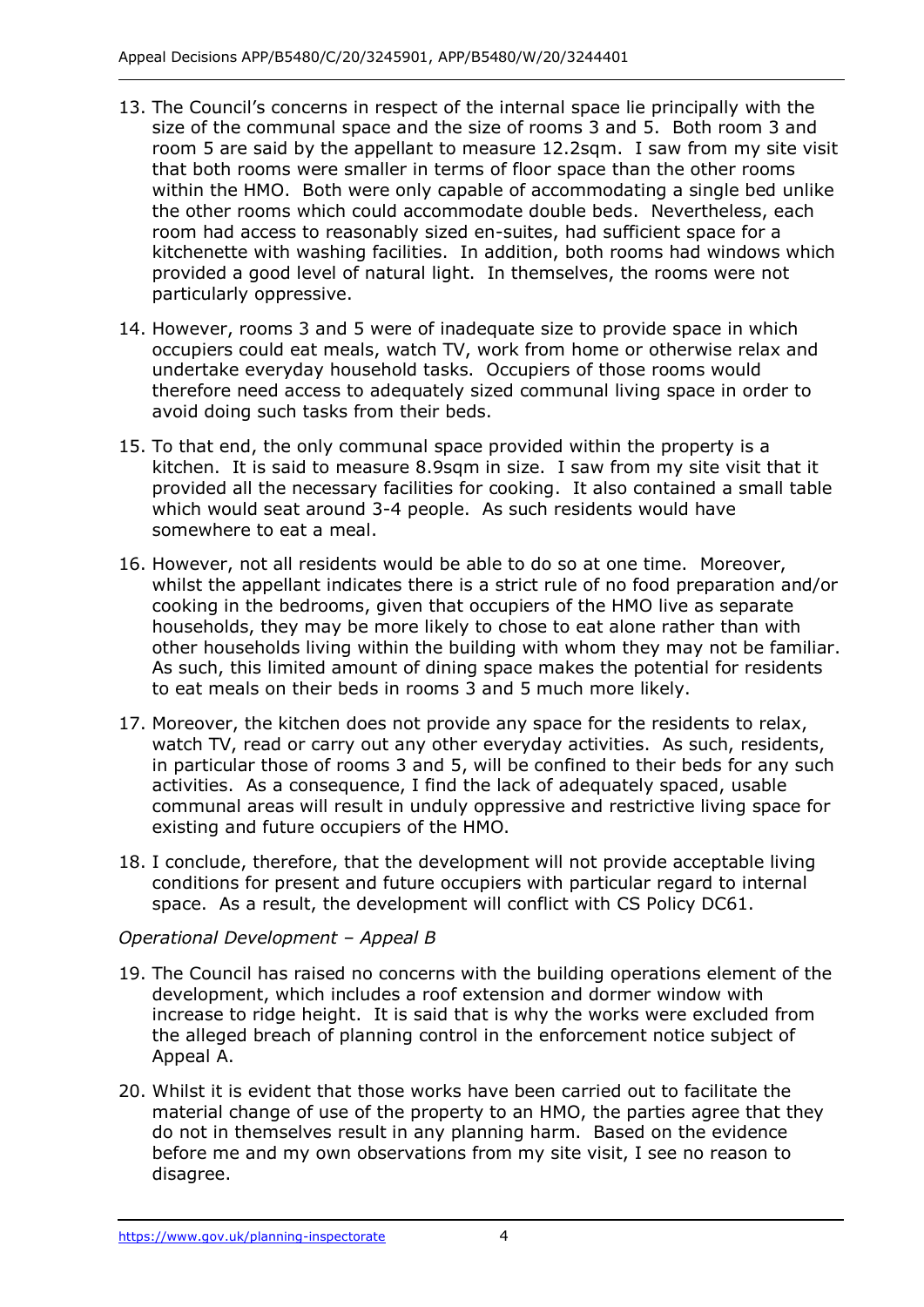13. The Council's concerns in respect of the internal space lie principally with the size of the communal space and the size of rooms 3 and 5. Both room 3 and room 5 are said by the appellant to measure 12.2sqm. I saw from my site visit that both rooms were smaller in terms of floor space than the other rooms within the HMO. Both were only capable of accommodating a single bed unlike the other rooms which could accommodate double beds. Nevertheless, each room had access to reasonably sized en-suites, had sufficient space for a kitchenette with washing facilities. In addition, both rooms had windows which provided a good level of natural light. In themselves, the rooms were not particularly oppressive.

14. However, rooms 3 and 5 were of inadequate size to provide space in which occupiers could eat meals, watch TV, work from home or otherwise relax and undertake everyday household tasks. Occupiers of those rooms would therefore need access to adequately sized communal living space in order to avoid doing such tasks from their beds.

15. To that end, the only communal space provided within the property is a kitchen. It is said to measure 8.9sqm in size. I saw from my site visit that it provided all the necessary facilities for cooking. It also contained a small table which would seat around 3-4 people. As such residents would have somewhere to eat a meal.

16. However, not all residents would be able to do so at one time. Moreover, whilst the appellant indicates there is a strict rule of no food preparation and/or cooking in the bedrooms, given that occupiers of the HMO live as separate households, they may be more likely to chose to eat alone rather than with other households living within the building with whom they may not be familiar. As such, this limited amount of dining space makes the potential for residents to eat meals on their beds in rooms 3 and 5 much more likely.

17. Moreover, the kitchen does not provide any space for the residents to relax, watch TV, read or carry out any other everyday activities. As such, residents, in particular those of rooms 3 and 5, will be confined to their beds for any such activities. As a consequence, I find the lack of adequately spaced, usable communal areas will result in unduly oppressive and restrictive living space for existing and future occupiers of the HMO.

18. I conclude, therefore, that the development will not provide acceptable living conditions for present and future occupiers with particular regard to internal space. As a result, the development will conflict with CS Policy DC61.

*Operational Development – Appeal B*

19. The Council has raised no concerns with the building operations element of the development, which includes a roof extension and dormer window with increase to ridge height. It is said that is why the works were excluded from the alleged breach of planning control in the enforcement notice subject of Appeal A.

20. Whilst it is evident that those works have been carried out to facilitate the material change of use of the property to an HMO, the parties agree that they do not in themselves result in any planning harm. Based on the evidence before me and my own observations from my site visit, I see no reason to disagree.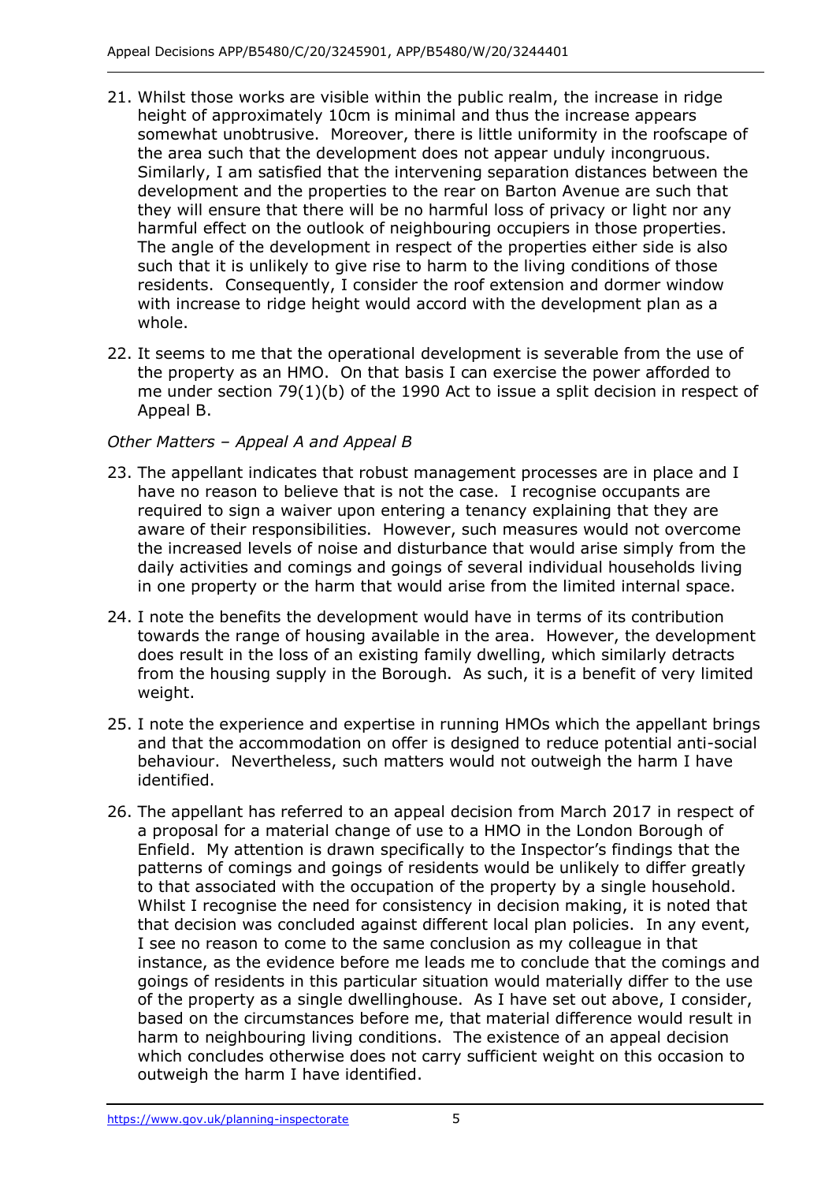21. Whilst those works are visible within the public realm, the increase in ridge height of approximately 10cm is minimal and thus the increase appears somewhat unobtrusive. Moreover, there is little uniformity in the roofscape of the area such that the development does not appear unduly incongruous. Similarly, I am satisfied that the intervening separation distances between the development and the properties to the rear on Barton Avenue are such that they will ensure that there will be no harmful loss of privacy or light nor any harmful effect on the outlook of neighbouring occupiers in those properties. The angle of the development in respect of the properties either side is also such that it is unlikely to give rise to harm to the living conditions of those residents. Consequently, I consider the roof extension and dormer window with increase to ridge height would accord with the development plan as a whole.

22. It seems to me that the operational development is severable from the use of the property as an HMO. On that basis I can exercise the power afforded to me under section 79(1)(b) of the 1990 Act to issue a split decision in respect of Appeal B.

*Other Matters – Appeal A and Appeal B*

23. The appellant indicates that robust management processes are in place and I have no reason to believe that is not the case. I recognise occupants are required to sign a waiver upon entering a tenancy explaining that they are aware of their responsibilities. However, such measures would not overcome the increased levels of noise and disturbance that would arise simply from the daily activities and comings and goings of several individual households living in one property or the harm that would arise from the limited internal space.

24. I note the benefits the development would have in terms of its contribution towards the range of housing available in the area. However, the development does result in the loss of an existing family dwelling, which similarly detracts from the housing supply in the Borough. As such, it is a benefit of very limited weight.

25. I note the experience and expertise in running HMOs which the appellant brings and that the accommodation on offer is designed to reduce potential anti-social behaviour. Nevertheless, such matters would not outweigh the harm I have identified.

26. The appellant has referred to an appeal decision from March 2017 in respect of a proposal for a material change of use to a HMO in the London Borough of Enfield. My attention is drawn specifically to the Inspector's findings that the patterns of comings and goings of residents would be unlikely to differ greatly to that associated with the occupation of the property by a single household. Whilst I recognise the need for consistency in decision making, it is noted that that decision was concluded against different local plan policies. In any event, I see no reason to come to the same conclusion as my colleague in that instance, as the evidence before me leads me to conclude that the comings and goings of residents in this particular situation would materially differ to the use of the property as a single dwellinghouse. As I have set out above, I consider, based on the circumstances before me, that material difference would result in harm to neighbouring living conditions. The existence of an appeal decision which concludes otherwise does not carry sufficient weight on this occasion to outweigh the harm I have identified.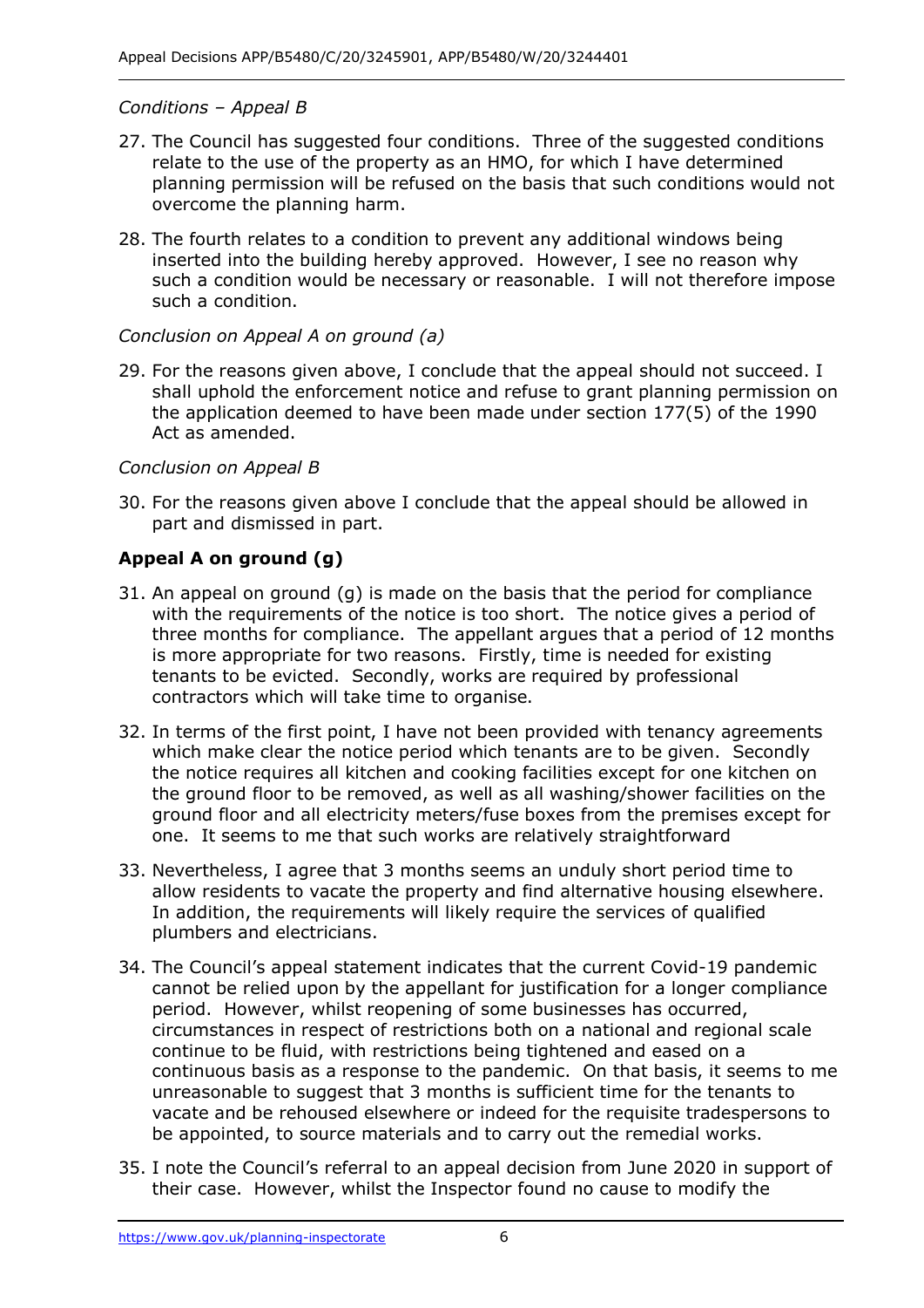*Conditions – Appeal B*

27. The Council has suggested four conditions. Three of the suggested conditions relate to the use of the property as an HMO, for which I have determined planning permission will be refused on the basis that such conditions would not overcome the planning harm.

28. The fourth relates to a condition to prevent any additional windows being inserted into the building hereby approved. However, I see no reason why such a condition would be necessary or reasonable. I will not therefore impose such a condition.

*Conclusion on Appeal A on ground (a)*

29. For the reasons given above, I conclude that the appeal should not succeed. I shall uphold the enforcement notice and refuse to grant planning permission on the application deemed to have been made under section 177(5) of the 1990 Act as amended.

*Conclusion on Appeal B*

30. For the reasons given above I conclude that the appeal should be allowed in part and dismissed in part.

**Appeal A on ground (g)**

31. An appeal on ground (g) is made on the basis that the period for compliance with the requirements of the notice is too short. The notice gives a period of three months for compliance. The appellant argues that a period of 12 months is more appropriate for two reasons. Firstly, time is needed for existing tenants to be evicted. Secondly, works are required by professional contractors which will take time to organise.

32. In terms of the first point, I have not been provided with tenancy agreements which make clear the notice period which tenants are to be given. Secondly the notice requires all kitchen and cooking facilities except for one kitchen on the ground floor to be removed, as well as all washing/shower facilities on the ground floor and all electricity meters/fuse boxes from the premises except for one. It seems to me that such works are relatively straightforward

33. Nevertheless, I agree that 3 months seems an unduly short period time to allow residents to vacate the property and find alternative housing elsewhere. In addition, the requirements will likely require the services of qualified plumbers and electricians.

34. The Council's appeal statement indicates that the current Covid-19 pandemic cannot be relied upon by the appellant for justification for a longer compliance period. However, whilst reopening of some businesses has occurred, circumstances in respect of restrictions both on a national and regional scale continue to be fluid, with restrictions being tightened and eased on a continuous basis as a response to the pandemic. On that basis, it seems to me unreasonable to suggest that 3 months is sufficient time for the tenants to vacate and be rehoused elsewhere or indeed for the requisite tradespersons to be appointed, to source materials and to carry out the remedial works.

35. I note the Council's referral to an appeal decision from June 2020 in support of their case. However, whilst the Inspector found no cause to modify the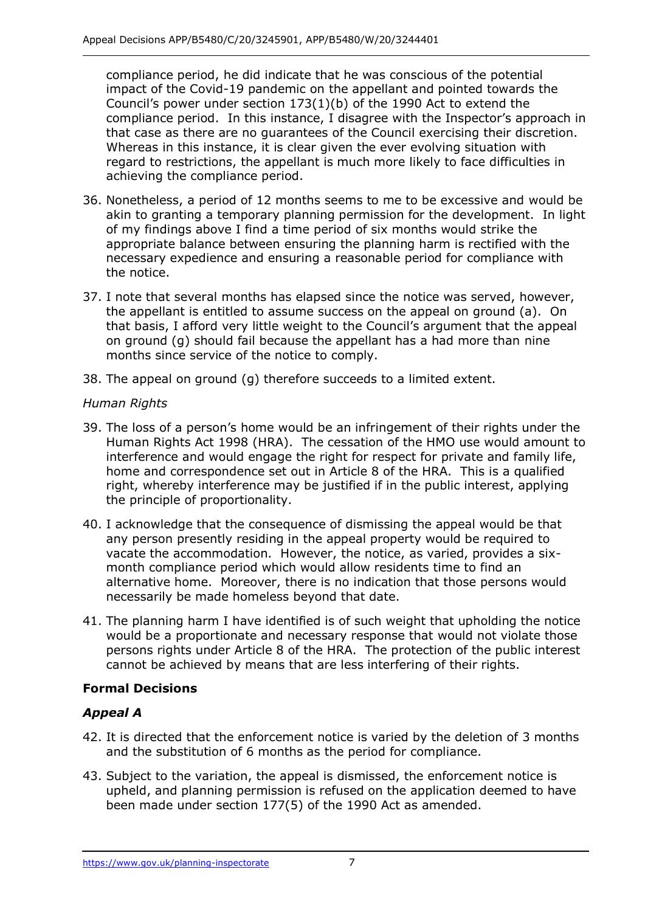compliance period, he did indicate that he was conscious of the potential impact of the Covid-19 pandemic on the appellant and pointed towards the Council's power under section 173(1)(b) of the 1990 Act to extend the compliance period. In this instance, I disagree with the Inspector's approach in that case as there are no guarantees of the Council exercising their discretion. Whereas in this instance, it is clear given the ever evolving situation with regard to restrictions, the appellant is much more likely to face difficulties in achieving the compliance period.

36. Nonetheless, a period of 12 months seems to me to be excessive and would be akin to granting a temporary planning permission for the development. In light of my findings above I find a time period of six months would strike the appropriate balance between ensuring the planning harm is rectified with the necessary expedience and ensuring a reasonable period for compliance with the notice.

37. I note that several months has elapsed since the notice was served, however, the appellant is entitled to assume success on the appeal on ground (a). On that basis, I afford very little weight to the Council's argument that the appeal on ground (g) should fail because the appellant has a had more than nine months since service of the notice to comply.

38. The appeal on ground (g) therefore succeeds to a limited extent.

*Human Rights*

39. The loss of a person's home would be an infringement of their rights under the Human Rights Act 1998 (HRA). The cessation of the HMO use would amount to interference and would engage the right for respect for private and family life, home and correspondence set out in Article 8 of the HRA. This is a qualified right, whereby interference may be justified if in the public interest, applying the principle of proportionality.

40. I acknowledge that the consequence of dismissing the appeal would be that any person presently residing in the appeal property would be required to vacate the accommodation. However, the notice, as varied, provides a six-month compliance period which would allow residents time to find an alternative home. Moreover, there is no indication that those persons would necessarily be made homeless beyond that date.

41. The planning harm I have identified is of such weight that upholding the notice would be a proportionate and necessary response that would not violate those persons rights under Article 8 of the HRA. The protection of the public interest cannot be achieved by means that are less interfering of their rights.

## Formal Decisions

### *Appeal A*

42. It is directed that the enforcement notice is varied by the deletion of 3 months and the substitution of 6 months as the period for compliance.

43. Subject to the variation, the appeal is dismissed, the enforcement notice is upheld, and planning permission is refused on the application deemed to have been made under section 177(5) of the 1990 Act as amended.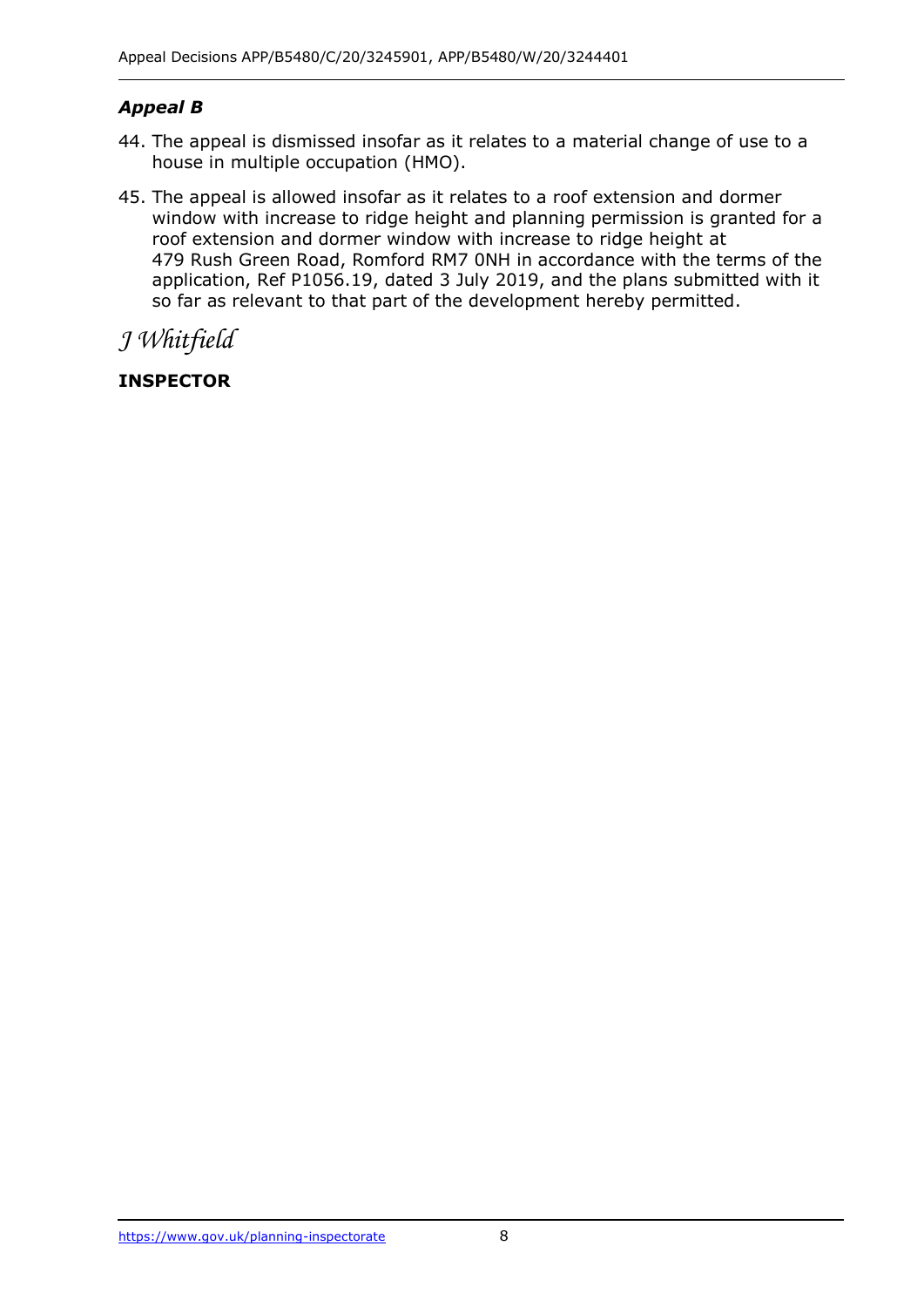### *Appeal B*

44. The appeal is dismissed insofar as it relates to a material change of use to a house in multiple occupation (HMO).

45. The appeal is allowed insofar as it relates to a roof extension and dormer window with increase to ridge height and planning permission is granted for a roof extension and dormer window with increase to ridge height at 479 Rush Green Road, Romford RM7 0NH in accordance with the terms of the application, Ref P1056.19, dated 3 July 2019, and the plans submitted with it so far as relevant to that part of the development hereby permitted.

*J Whitfield*

**INSPECTOR**